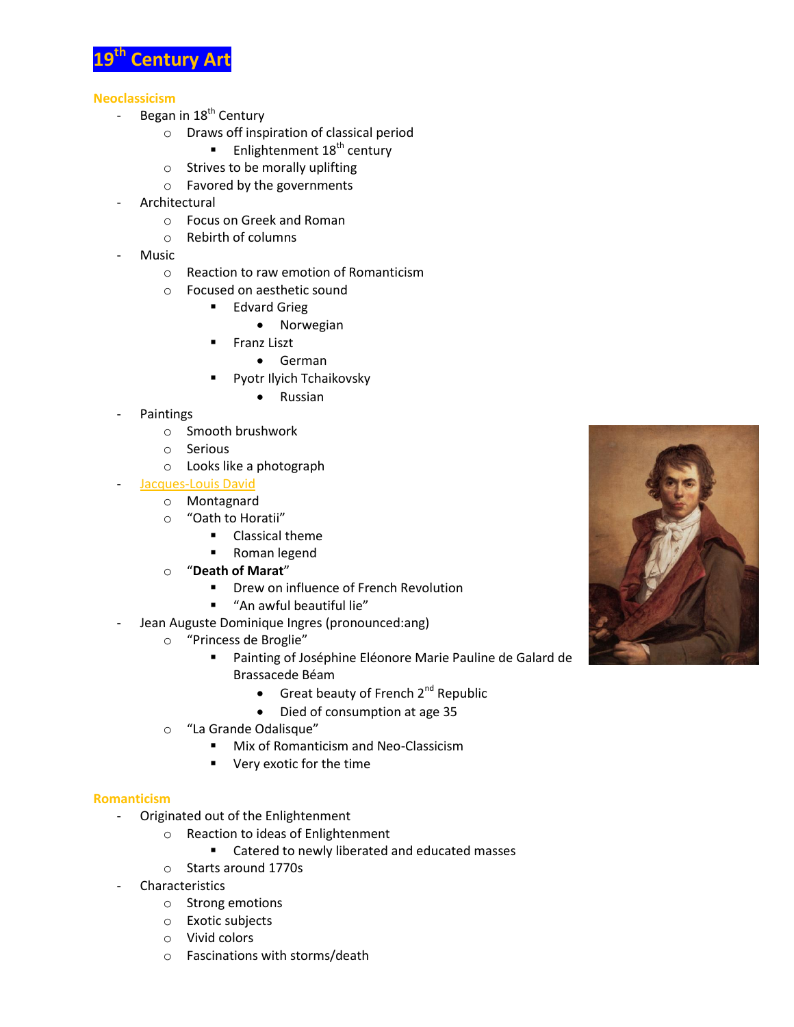# 19th Century Art

## Neoclassicism

- Began in 18th Century
    - Draws off inspiration of classical period
        - Enlightenment 18th century
    - Strives to be morally uplifting
    - Favored by the governments
- Architectural
    - Focus on Greek and Roman
    - Rebirth of columns
- Music
    - Reaction to raw emotion of Romanticism
    - Focused on aesthetic sound
        - Edvard Grieg
            - Norwegian
        - Franz Liszt
            - German
        - Pyotr Ilyich Tchaikovsky
            - Russian
- Paintings
    - Smooth brushwork
    - Serious
    - Looks like a photograph
- Jacques-Louis David
    - Montagnard
    - "Oath to Horatii"
        - Classical theme
        - Roman legend
    - "**Death of Marat**"
        - Drew on influence of French Revolution
        - "An awful beautiful lie"
- Jean Auguste Dominique Ingres (pronounced:ang)
    - "Princess de Broglie"
        - Painting of Joséphine Eléonore Marie Pauline de Galard de Brassacede Béam
            - Great beauty of French 2nd Republic
            - Died of consumption at age 35
    - "La Grande Odalisque"
        - Mix of Romanticism and Neo-Classicism
        - Very exotic for the time

## Romanticism

- Originated out of the Enlightenment
    - Reaction to ideas of Enlightenment
        - Catered to newly liberated and educated masses
    - Starts around 1770s
- Characteristics
    - Strong emotions
    - Exotic subjects
    - Vivid colors
    - Fascinations with storms/death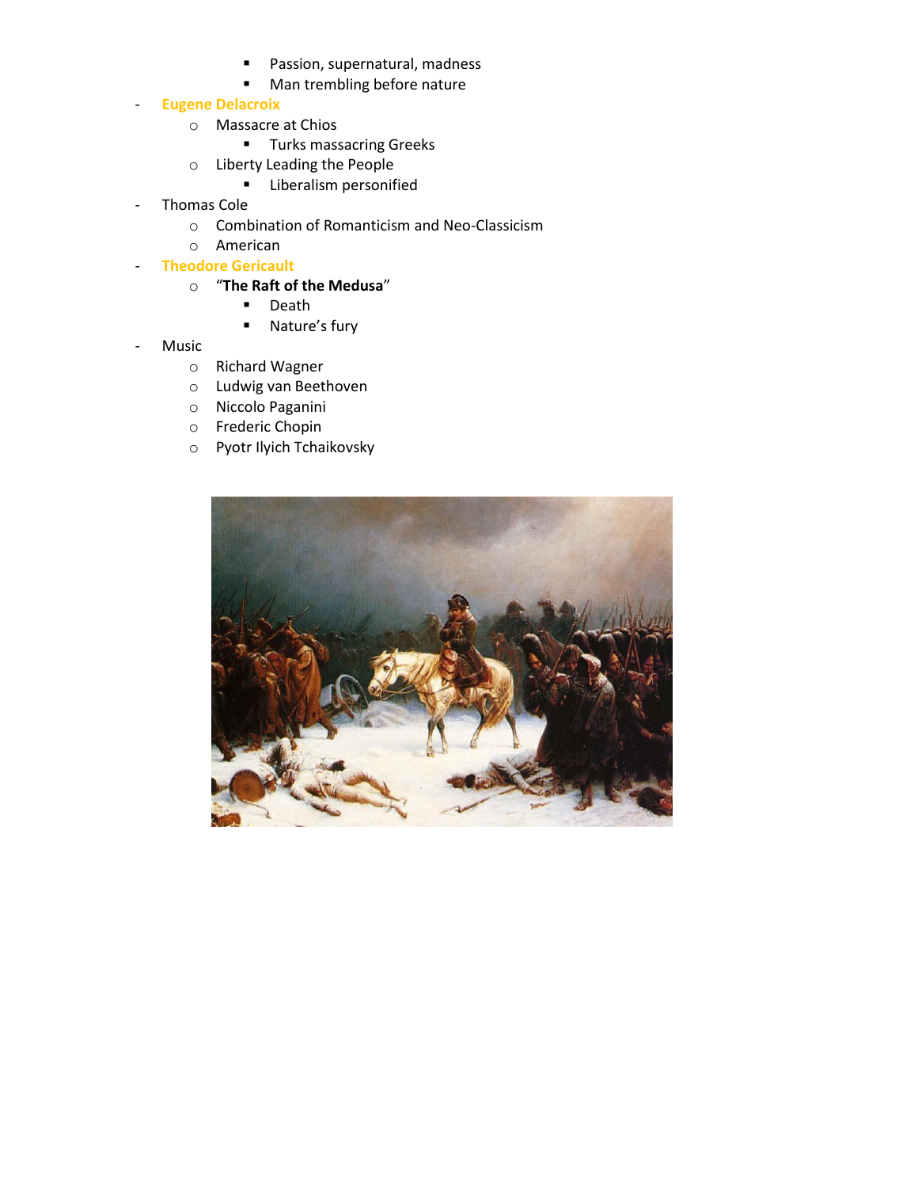- Passion, supernatural, madness
- Man trembling before nature

- **Eugene Delacroix**
  - Massacre at Chios
    - Turks massacring Greeks
  - Liberty Leading the People
    - Liberalism personified
- Thomas Cole
  - Combination of Romanticism and Neo-Classicism
  - American
- **Theodore Gericault**
  - "**The Raft of the Medusa**"
    - Death
    - Nature's fury
- Music
  - Richard Wagner
  - Ludwig van Beethoven
  - Niccolo Paganini
  - Frederic Chopin
  - Pyotr Ilyich Tchaikovsky